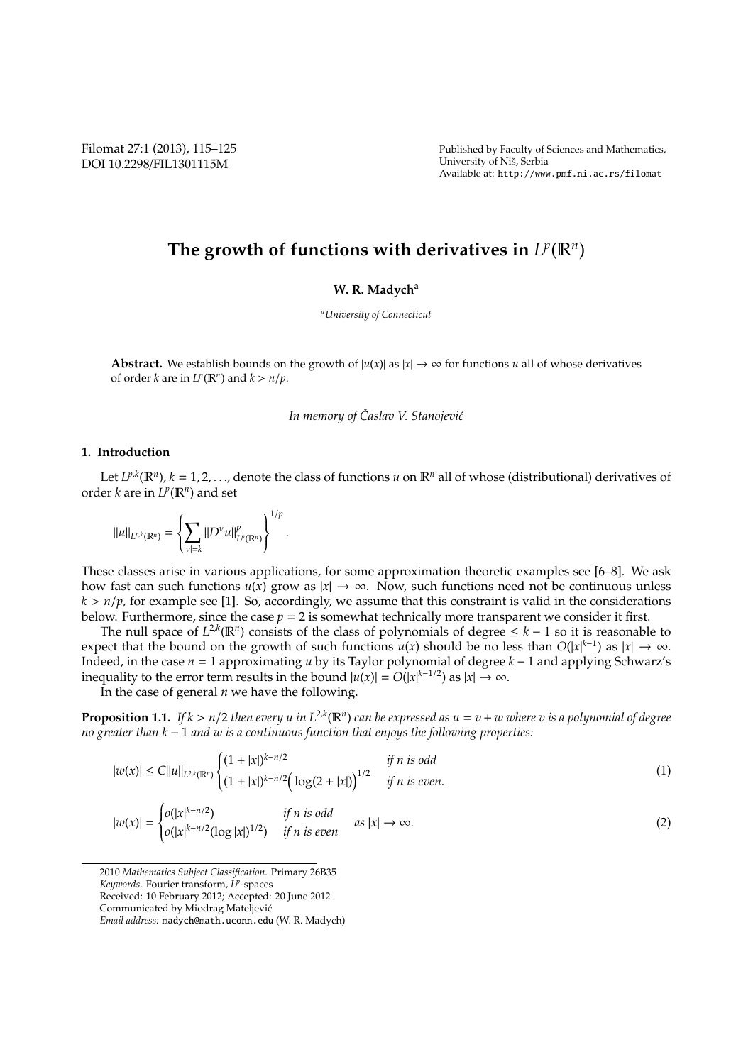# The growth of functions with derivatives in $L^p(\mathbb{R}^n)$

**W. R. Madych**[a]

[a] *University of Connecticut*

**Abstract.** We establish bounds on the growth of $|u(x)|$ as $|x| \to \infty$ for functions $u$ all of whose derivatives of order $k$ are in $L^p(\mathbb{R}^n)$ and $k > n/p$.

*In memory of Časlav V. Stanojević*

## 1. Introduction

Let $L^{p,k}(\mathbb{R}^n)$, $k = 1, 2, \ldots$, denote the class of functions $u$ on $\mathbb{R}^n$ all of whose (distributional) derivatives of order $k$ are in $L^p(\mathbb{R}^n)$ and set

$$\|u\|_{L^{p,k}(\mathbb{R}^n)} = \left\{ \sum_{|\nu|=k} \|D^\nu u\|^p_{L^p(\mathbb{R}^n)} \right\}^{1/p}.$$

These classes arise in various applications, for some approximation theoretic examples see [6–8]. We ask how fast can such functions $u(x)$ grow as $|x| \to \infty$. Now, such functions need not be continuous unless $k > n/p$, for example see [1]. So, accordingly, we assume that this constraint is valid in the considerations below. Furthermore, since the case $p = 2$ is somewhat technically more transparent we consider it first.

The null space of $L^{2,k}(\mathbb{R}^n)$ consists of the class of polynomials of degree $\le k - 1$ so it is reasonable to expect that the bound on the growth of such functions $u(x)$ should be no less than $O(|x|^{k-1})$ as $|x| \to \infty$. Indeed, in the case $n = 1$ approximating $u$ by its Taylor polynomial of degree $k - 1$ and applying Schwarz's inequality to the error term results in the bound $|u(x)| = O(|x|^{k-1/2})$ as $|x| \to \infty$.

In the case of general $n$ we have the following.

**Proposition 1.1.** *If $k > n/2$ then every $u$ in $L^{2,k}(\mathbb{R}^n)$ can be expressed as $u = v + w$ where $v$ is a polynomial of degree no greater than $k - 1$ and $w$ is a continuous function that enjoys the following properties:*

$$|w(x)| \le C\|u\|_{L^{2,k}(\mathbb{R}^n)} \begin{cases} (1 + |x|)^{k-n/2} & \text{if } n \text{ is odd} \\ (1 + |x|)^{k-n/2}\Big(\log(2 + |x|)\Big)^{1/2} & \text{if } n \text{ is even.} \end{cases} \tag{1}$$

$$|w(x)| = \begin{cases} o(|x|^{k-n/2}) & \text{if } n \text{ is odd} \\ o(|x|^{k-n/2}(\log |x|)^{1/2}) & \text{if } n \text{ is even} \end{cases} \quad \text{as } |x| \to \infty. \tag{2}$$

---

2010 *Mathematics Subject Classification.* Primary 26B35

*Keywords.* Fourier transform, $L^p$-spaces

Received: 10 February 2012; Accepted: 20 June 2012

Communicated by Miodrag Mateljević

*Email address:* madych@math.uconn.edu (W. R. Madych)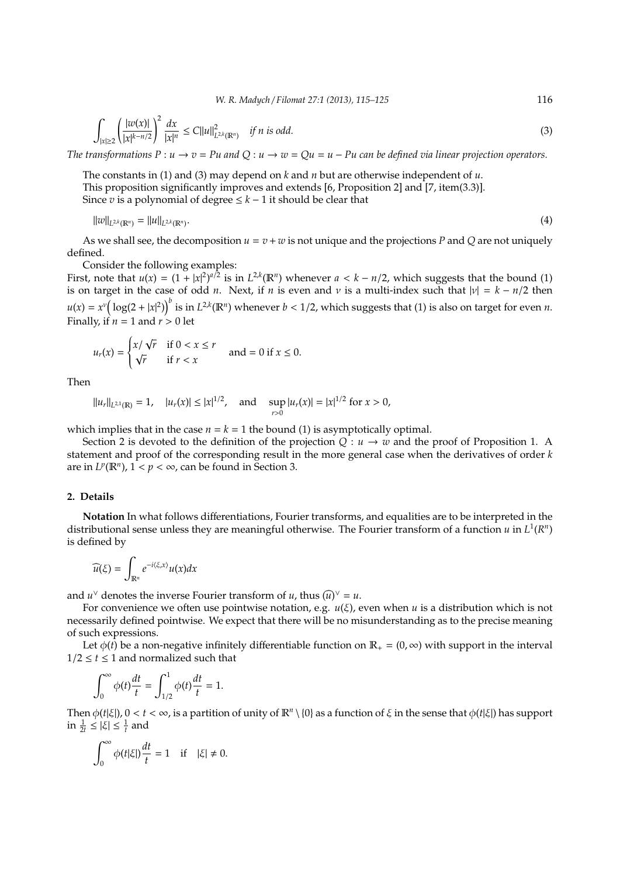$$\int_{|x|\geq 2} \left( \frac{|w(x)|}{|x|^{k-n/2}} \right)^2 \frac{dx}{|x|^n} \leq C \|u\|^2_{L^{2,k}(\mathbb{R}^n)} \quad \textit{if } n \textit{ is odd.} \tag{3}$$

*The transformations $P : u \to v = Pu$ and $Q : u \to w = Qu = u - Pu$ can be defined via linear projection operators.*

The constants in (1) and (3) may depend on $k$ and $n$ but are otherwise independent of $u$.

This proposition significantly improves and extends [6, Proposition 2] and [7, item(3.3)].

Since $v$ is a polynomial of degree $\leq k-1$ it should be clear that

$$\|w\|_{L^{2,k}(\mathbb{R}^n)} = \|u\|_{L^{2,k}(\mathbb{R}^n)}. \tag{4}$$

As we shall see, the decomposition $u = v + w$ is not unique and the projections $P$ and $Q$ are not uniquely defined.

Consider the following examples:

First, note that $u(x) = (1 + |x|^2)^{a/2}$ is in $L^{2,k}(\mathbb{R}^n)$ whenever $a < k - n/2$, which suggests that the bound (1) is on target in the case of odd $n$. Next, if $n$ is even and $\nu$ is a multi-index such that $|\nu| = k - n/2$ then $u(x) = x^\nu \Big( \log(2 + |x|^2) \Big)^b$ is in $L^{2,k}(\mathbb{R}^n)$ whenever $b < 1/2$, which suggests that (1) is also on target for even $n$. Finally, if $n = 1$ and $r > 0$ let

$$u_r(x) = \begin{cases} x/\sqrt{r} & \text{if } 0 < x \leq r \\ \sqrt{r} & \text{if } r < x \end{cases} \quad \text{and} = 0 \text{ if } x \leq 0.$$

Then

$$\|u_r\|_{L^{2,1}(\mathbb{R})} = 1, \quad |u_r(x)| \leq |x|^{1/2}, \quad \text{and} \quad \sup_{r>0} |u_r(x)| = |x|^{1/2} \text{ for } x > 0,$$

which implies that in the case $n = k = 1$ the bound (1) is asymptotically optimal.

Section 2 is devoted to the definition of the projection $Q : u \to w$ and the proof of Proposition 1. A statement and proof of the corresponding result in the more general case when the derivatives of order $k$ are in $L^p(\mathbb{R}^n)$, $1 < p < \infty$, can be found in Section 3.

## 2. Details

**Notation** In what follows differentiations, Fourier transforms, and equalities are to be interpreted in the distributional sense unless they are meaningful otherwise. The Fourier transform of a function $u$ in $L^1(R^n)$ is defined by

$$\widehat{u}(\xi) = \int_{\mathbb{R}^n} e^{-i\langle \xi, x\rangle} u(x) dx$$

and $u^\vee$ denotes the inverse Fourier transform of $u$, thus $(\widehat{u})^\vee = u$.

For convenience we often use pointwise notation, e.g. $u(\xi)$, even when $u$ is a distribution which is not necessarily defined pointwise. We expect that there will be no misunderstanding as to the precise meaning of such expressions.

Let $\phi(t)$ be a non-negative infinitely differentiable function on $\mathbb{R}_+ = (0, \infty)$ with support in the interval $1/2 \leq t \leq 1$ and normalized such that

$$\int_0^\infty \phi(t) \frac{dt}{t} = \int_{1/2}^1 \phi(t) \frac{dt}{t} = 1.$$

Then $\phi(t|\xi|)$, $0 < t < \infty$, is a partition of unity of $\mathbb{R}^n \setminus \{0\}$ as a function of $\xi$ in the sense that $\phi(t|\xi|)$ has support in $\frac{1}{2t} \leq |\xi| \leq \frac{1}{t}$ and

$$\int_0^\infty \phi(t|\xi|) \frac{dt}{t} = 1 \quad \text{if} \quad |\xi| \neq 0.$$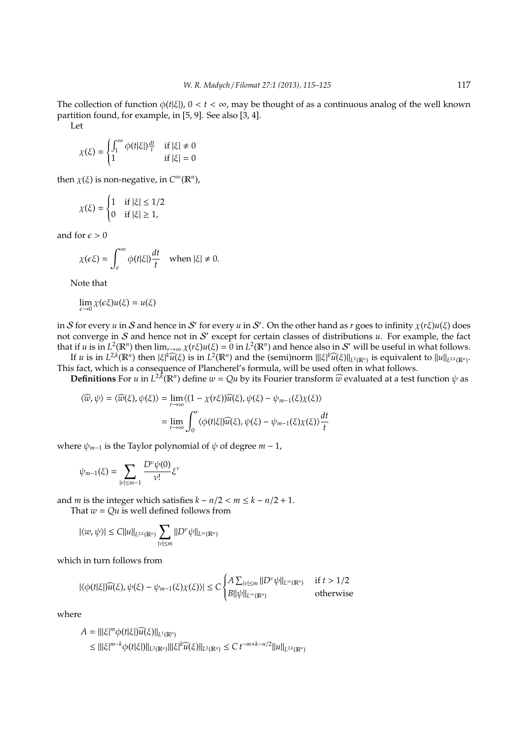The collection of function $\phi(t|\xi|)$, $0 < t < \infty$, may be thought of as a continuous analog of the well known partition found, for example, in [5, 9]. See also [3, 4].

Let

$$\chi(\xi) = \begin{cases} \int_1^\infty \phi(t|\xi|)\frac{dt}{t} & \text{if } |\xi| \neq 0 \\ 1 & \text{if } |\xi| = 0 \end{cases}$$

then $\chi(\xi)$ is non-negative, in $C^\infty(\mathbb{R}^n)$,

$$\chi(\xi) = \begin{cases} 1 & \text{if } |\xi| \leq 1/2 \\ 0 & \text{if } |\xi| \geq 1, \end{cases}$$

and for $\epsilon > 0$

$$\chi(\epsilon\xi) = \int_\epsilon^\infty \phi(t|\xi|)\frac{dt}{t} \quad \text{when } |\xi| \neq 0.$$

Note that

$$\lim_{\epsilon \to 0} \chi(\epsilon\xi)u(\xi) = u(\xi)$$

in $\mathcal{S}$ for every $u$ in $\mathcal{S}$ and hence in $\mathcal{S}'$ for every $u$ in $\mathcal{S}'$. On the other hand as $r$ goes to infinity $\chi(r\xi)u(\xi)$ does not converge in $\mathcal{S}$ and hence not in $\mathcal{S}'$ except for certain classes of distributions $u$. For example, the fact that if $u$ is in $L^2(\mathbb{R}^n)$ then $\lim_{r\to\infty} \chi(r\xi)u(\xi) = 0$ in $L^2(\mathbb{R}^n)$ and hence also in $\mathcal{S}'$ will be useful in what follows.

If $u$ is in $L^{2,k}(\mathbb{R}^n)$ then $|\xi|^k\widehat{u}(\xi)$ is in $L^2(\mathbb{R}^n)$ and the (semi)norm $\| |\xi|^k \widehat{u}(\xi)\|_{L^2(\mathbb{R}^n)}$ is equivalent to $\|u\|_{L^{2,k}(\mathbb{R}^n)}$. This fact, which is a consequence of Plancherel's formula, will be used often in what follows.

**Definitions** For $u$ in $L^{2,k}(\mathbb{R}^n)$ define $w = Qu$ by its Fourier transform $\widehat{w}$ evaluated at a test function $\psi$ as

$$\begin{aligned}\langle \widehat{w}, \psi\rangle = \langle \widehat{w}(\xi), \psi(\xi)\rangle &= \lim_{r\to\infty} \langle (1 - \chi(r\xi))\widehat{u}(\xi), \psi(\xi) - \psi_{m-1}(\xi)\chi(\xi)\rangle \\ &= \lim_{r\to\infty} \int_0^r \langle \phi(t|\xi|)\widehat{u}(\xi), \psi(\xi) - \psi_{m-1}(\xi)\chi(\xi)\rangle \frac{dt}{t}\end{aligned}$$

where $\psi_{m-1}$ is the Taylor polynomial of $\psi$ of degree $m - 1$,

$$\psi_{m-1}(\xi) = \sum_{|\nu|\leq m-1} \frac{D^\nu \psi(0)}{\nu!}\xi^\nu$$

and $m$ is the integer which satisfies $k - n/2 < m \leq k - n/2 + 1$.

That $w = Qu$ is well defined follows from

$$|\langle w, \psi\rangle| \leq C\|u\|_{L^{2,k}(\mathbb{R}^n)} \sum_{|\nu|\leq m} \|D^\nu \psi\|_{L^\infty(\mathbb{R}^n)}$$

which in turn follows from

$$|\langle \phi(t|\xi|)\widehat{u}(\xi), \psi(\xi) - \psi_{m-1}(\xi)\chi(\xi)\rangle| \leq C \begin{cases} A\sum_{|\nu|\leq m} \|D^\nu\psi\|_{L^\infty(\mathbb{R}^n)} & \text{if } t > 1/2 \\ B\|\psi\|_{L^\infty(\mathbb{R}^n)} & \text{otherwise} \end{cases}$$

where

$$\begin{aligned} A &= \| |\xi|^m \phi(t|\xi|)\widehat{u}(\xi)\|_{L^1(\mathbb{R}^n)} \\ &\leq \| |\xi|^{m-k}\phi(t|\xi|)\|_{L^2(\mathbb{R}^n)} \| |\xi|^k \widehat{u}(\xi)\|_{L^2(\mathbb{R}^n)} \leq C\, t^{-m+k-n/2}\|u\|_{L^{2,k}(\mathbb{R}^n)} \end{aligned}$$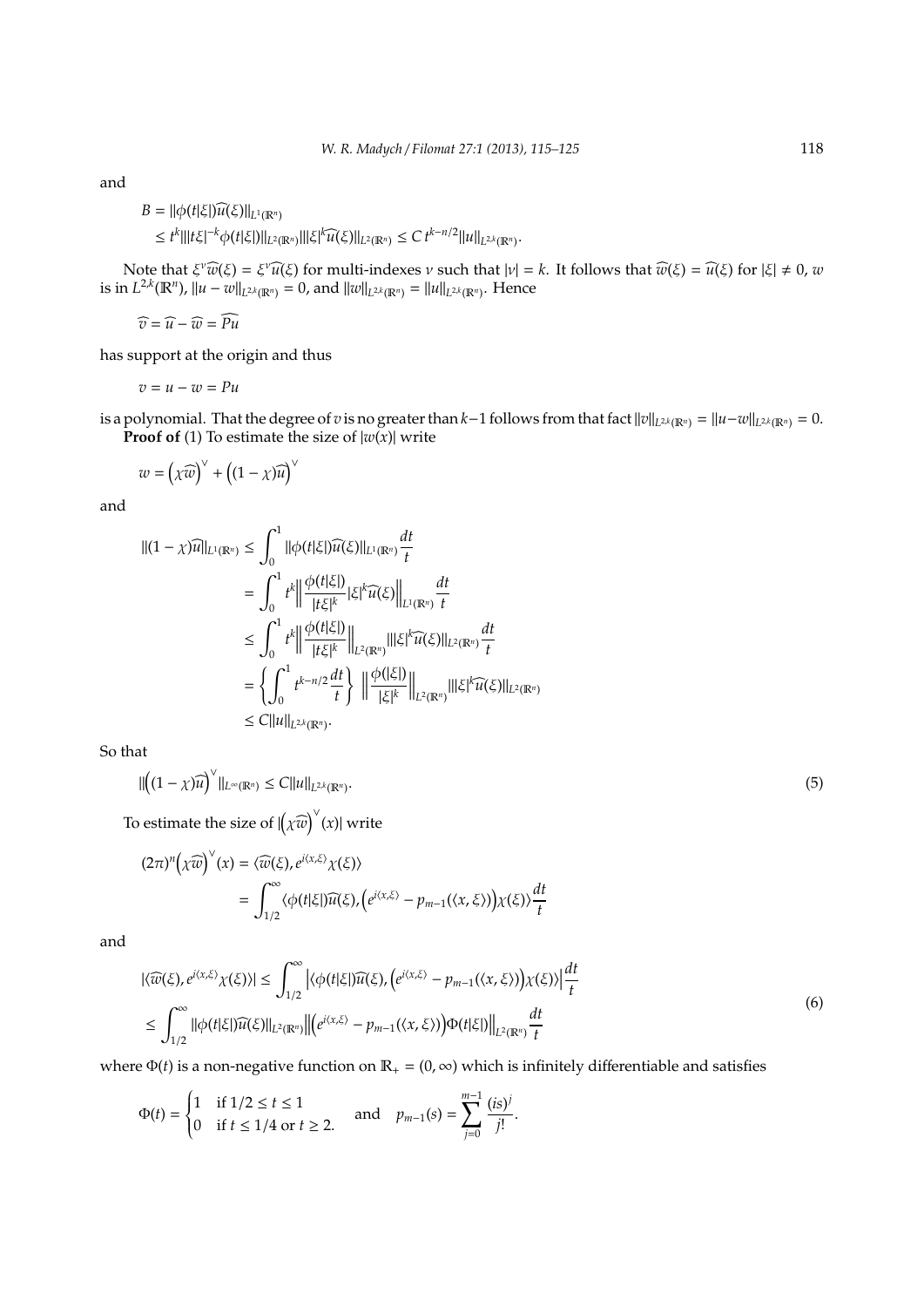and

$$
\begin{aligned}
B &= \|\phi(t|\xi|)\widehat{u}(\xi)\|_{L^1(\mathbb{R}^n)} \\
&\le t^k \||t\xi|^{-k}\phi(t|\xi|)\|_{L^2(\mathbb{R}^n)} \||\xi|^k \widehat{u}(\xi)\|_{L^2(\mathbb{R}^n)} \le C\, t^{k-n/2} \|u\|_{L^{2,k}(\mathbb{R}^n)}.
\end{aligned}
$$

Note that $\xi^\nu \widehat{w}(\xi) = \xi^\nu \widehat{u}(\xi)$ for multi-indexes $\nu$ such that $|\nu| = k$. It follows that $\widehat{w}(\xi) = \widehat{u}(\xi)$ for $|\xi| \neq 0$, $w$ is in $L^{2,k}(\mathbb{R}^n)$, $\|u - w\|_{L^{2,k}(\mathbb{R}^n)} = 0$, and $\|w\|_{L^{2,k}(\mathbb{R}^n)} = \|u\|_{L^{2,k}(\mathbb{R}^n)}$. Hence

$$
\widehat{v} = \widehat{u} - \widehat{w} = \widehat{Pu}
$$

has support at the origin and thus

$$
v = u - w = Pu
$$

is a polynomial. That the degree of $v$ is no greater than $k-1$ follows from that fact $\|v\|_{L^{2,k}(\mathbb{R}^n)} = \|u - w\|_{L^{2,k}(\mathbb{R}^n)} = 0$.

**Proof of** (1) To estimate the size of $|w(x)|$ write

$$
w = \left(\chi \widehat{w}\right)^\vee + \left((1-\chi)\widehat{u}\right)^\vee
$$

and

$$
\begin{aligned}
\|(1-\chi)\widehat{u}\|_{L^1(\mathbb{R}^n)} &\le \int_0^1 \|\phi(t|\xi|)\widehat{u}(\xi)\|_{L^1(\mathbb{R}^n)} \frac{dt}{t} \\
&= \int_0^1 t^k \left\| \frac{\phi(t|\xi|)}{|t\xi|^k} |\xi|^k \widehat{u}(\xi) \right\|_{L^1(\mathbb{R}^n)} \frac{dt}{t} \\
&\le \int_0^1 t^k \left\| \frac{\phi(t|\xi|)}{|t\xi|^k} \right\|_{L^2(\mathbb{R}^n)} \||\xi|^k \widehat{u}(\xi)\|_{L^2(\mathbb{R}^n)} \frac{dt}{t} \\
&= \left\{ \int_0^1 t^{k-n/2} \frac{dt}{t} \right\} \left\| \frac{\phi(|\xi|)}{|\xi|^k} \right\|_{L^2(\mathbb{R}^n)} \||\xi|^k \widehat{u}(\xi)\|_{L^2(\mathbb{R}^n)} \\
&\le C\|u\|_{L^{2,k}(\mathbb{R}^n)}.
\end{aligned}
$$

So that

$$
\|\left((1-\chi)\widehat{u}\right)^\vee\|_{L^\infty(\mathbb{R}^n)} \le C\|u\|_{L^{2,k}(\mathbb{R}^n)}. \tag{5}
$$

To estimate the size of $|\left(\chi\widehat{w}\right)^\vee(x)|$ write

$$
\begin{aligned}
(2\pi)^n \left(\chi\widehat{w}\right)^\vee(x) &= \langle \widehat{w}(\xi), e^{i\langle x,\xi\rangle}\chi(\xi)\rangle \\
&= \int_{1/2}^\infty \langle \phi(t|\xi|)\widehat{u}(\xi), \left(e^{i\langle x,\xi\rangle} - p_{m-1}(\langle x,\xi\rangle)\right)\chi(\xi)\rangle \frac{dt}{t}
\end{aligned}
$$

and

$$
\begin{aligned}
|\langle \widehat{w}(\xi), e^{i\langle x,\xi\rangle}\chi(\xi)\rangle| &\le \int_{1/2}^\infty \left|\langle \phi(t|\xi|)\widehat{u}(\xi), \left(e^{i\langle x,\xi\rangle} - p_{m-1}(\langle x,\xi\rangle)\right)\chi(\xi)\rangle\right| \frac{dt}{t} \\
&\le \int_{1/2}^\infty \|\phi(t|\xi|)\widehat{u}(\xi)\|_{L^2(\mathbb{R}^n)} \left\|\left(e^{i\langle x,\xi\rangle} - p_{m-1}(\langle x,\xi\rangle)\right)\Phi(t|\xi|)\right\|_{L^2(\mathbb{R}^n)} \frac{dt}{t}
\end{aligned} \tag{6}
$$

where $\Phi(t)$ is a non-negative function on $\mathbb{R}_+ = (0,\infty)$ which is infinitely differentiable and satisfies

$$
\Phi(t) = \begin{cases} 1 & \text{if } 1/2 \le t \le 1 \\ 0 & \text{if } t \le 1/4 \text{ or } t \ge 2. \end{cases} \quad \text{and} \quad p_{m-1}(s) = \sum_{j=0}^{m-1} \frac{(is)^j}{j!}.
$$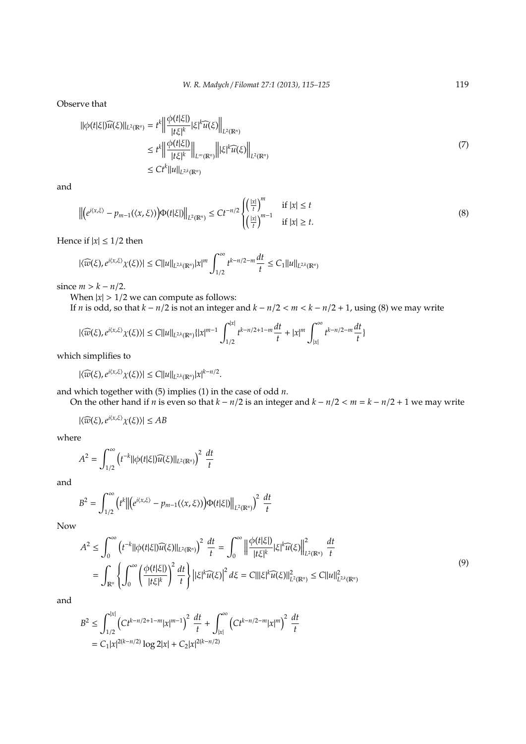Observe that

$$
\begin{aligned}
\|\phi(t|\xi|)\widehat{u}(\xi)\|_{L^2(\mathbb{R}^n)} &= t^k \left\| \frac{\phi(t|\xi|)}{|t\xi|^k} |\xi|^k \widehat{u}(\xi) \right\|_{L^2(\mathbb{R}^n)} \\
&\leq t^k \left\| \frac{\phi(t|\xi|)}{|t\xi|^k} \right\|_{L^\infty(\mathbb{R}^n)} \left\| |\xi|^k \widehat{u}(\xi) \right\|_{L^2(\mathbb{R}^n)} \\
&\leq C t^k \|u\|_{L^{2,k}(\mathbb{R}^n)}
\end{aligned} \tag{7}
$$

and

$$
\left\| \left( e^{i\langle x,\xi\rangle} - p_{m-1}(\langle x,\xi\rangle) \right) \Phi(t|\xi|) \right\|_{L^2(\mathbb{R}^n)} \leq C t^{-n/2} \begin{cases} \left(\frac{|x|}{t}\right)^m & \text{if } |x| \leq t \\ \left(\frac{|x|}{t}\right)^{m-1} & \text{if } |x| \geq t. \end{cases} \tag{8}
$$

Hence if $|x| \leq 1/2$ then

$$
|\langle \widehat{w}(\xi), e^{i\langle x,\xi\rangle} \chi(\xi) \rangle| \leq C \|u\|_{L^{2,k}(\mathbb{R}^n)} |x|^m \int_{1/2}^\infty t^{k-n/2-m} \frac{dt}{t} \leq C_1 \|u\|_{L^{2,k}(\mathbb{R}^n)}
$$

since $m > k - n/2$.

When $|x| > 1/2$ we can compute as follows:

If $n$ is odd, so that $k - n/2$ is not an integer and $k - n/2 < m < k - n/2 + 1$, using (8) we may write

$$
|\langle \widehat{w}(\xi), e^{i\langle x,\xi\rangle} \chi(\xi) \rangle| \leq C \|u\|_{L^{2,k}(\mathbb{R}^n)} \{ |x|^{m-1} \int_{1/2}^{|x|} t^{k-n/2+1-m} \frac{dt}{t} + |x|^m \int_{|x|}^\infty t^{k-n/2-m} \frac{dt}{t} \}
$$

which simplifies to

$$
|\langle \widehat{w}(\xi), e^{i\langle x,\xi\rangle} \chi(\xi) \rangle| \leq C \|u\|_{L^{2,k}(\mathbb{R}^n)} |x|^{k-n/2}.
$$

and which together with (5) implies (1) in the case of odd $n$.

On the other hand if $n$ is even so that $k - n/2$ is an integer and $k - n/2 < m = k - n/2 + 1$ we may write

$$
|\langle \widehat{w}(\xi), e^{i\langle x,\xi\rangle} \chi(\xi) \rangle| \leq AB
$$

where

$$
A^2 = \int_{1/2}^\infty \left( t^{-k} \|\phi(t|\xi|)\widehat{u}(\xi)\|_{L^2(\mathbb{R}^n)} \right)^2 \frac{dt}{t}
$$

and

$$
B^2 = \int_{1/2}^\infty \left( t^k \left\| \left( e^{i\langle x,\xi\rangle} - p_{m-1}(\langle x,\xi\rangle) \right) \Phi(t|\xi|) \right\|_{L^2(\mathbb{R}^n)} \right)^2 \frac{dt}{t}
$$

Now

$$
\begin{aligned}
A^2 &\leq \int_0^\infty \left( t^{-k} \|\phi(t|\xi|)\widehat{u}(\xi)\|_{L^2(\mathbb{R}^n)} \right)^2 \frac{dt}{t} = \int_0^\infty \left\| \frac{\phi(t|\xi|)}{|t\xi|^k} |\xi|^k \widehat{u}(\xi) \right\|_{L^2(\mathbb{R}^n)}^2 \frac{dt}{t} \\
&= \int_{\mathbb{R}^n} \left\{ \int_0^\infty \left( \frac{\phi(t|\xi|)}{|t\xi|^k} \right)^2 \frac{dt}{t} \right\} \left| |\xi|^k \widehat{u}(\xi) \right|^2 d\xi = C \| |\xi|^k \widehat{u}(\xi) \|_{L^2(\mathbb{R}^n)}^2 \leq C \|u\|_{L^{2,k}(\mathbb{R}^n)}^2
\end{aligned} \tag{9}
$$

and

$$
\begin{aligned}
B^2 &\leq \int_{1/2}^{|x|} \left( C t^{k-n/2+1-m} |x|^{m-1} \right)^2 \frac{dt}{t} + \int_{|x|}^\infty \left( C t^{k-n/2-m} |x|^m \right)^2 \frac{dt}{t} \\
&= C_1 |x|^{2(k-n/2)} \log 2|x| + C_2 |x|^{2(k-n/2)}
\end{aligned}
$$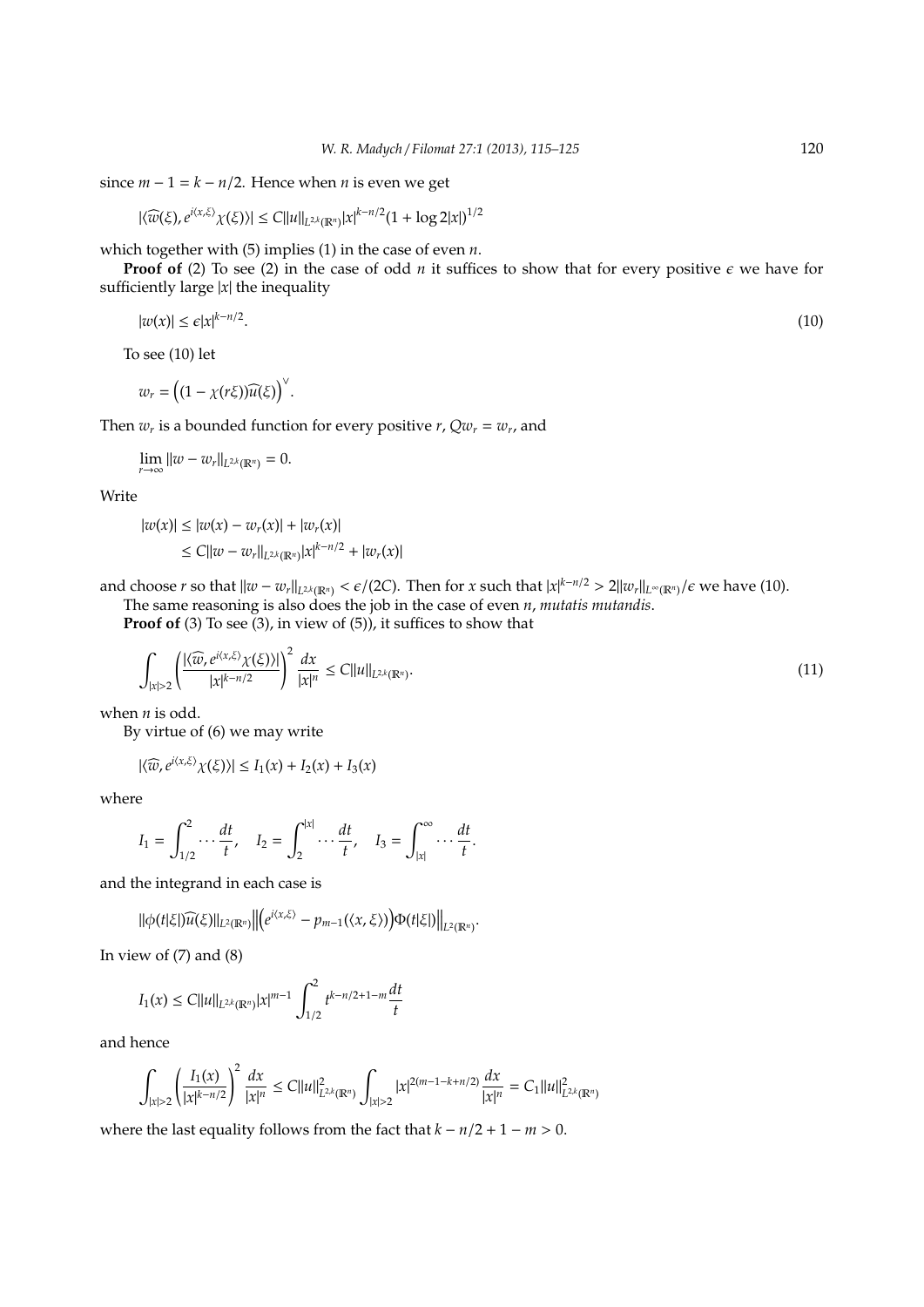since $m - 1 = k - n/2$. Hence when $n$ is even we get

$$|\langle \widehat{w}(\xi), e^{i\langle x,\xi\rangle}\chi(\xi)\rangle| \le C\|u\|_{L^{2,k}(\mathbb{R}^n)}|x|^{k-n/2}(1+\log 2|x|)^{1/2}$$

which together with (5) implies (1) in the case of even $n$.

**Proof of** (2) To see (2) in the case of odd $n$ it suffices to show that for every positive $\epsilon$ we have for sufficiently large $|x|$ the inequality

$$|w(x)| \le \epsilon |x|^{k-n/2}. \tag{10}$$

To see (10) let

$$w_r = \left((1-\chi(r\xi))\widehat{u}(\xi)\right)^{\vee}.$$

Then $w_r$ is a bounded function for every positive $r$, $Qw_r = w_r$, and

$$\lim_{r\to\infty} \|w - w_r\|_{L^{2,k}(\mathbb{R}^n)} = 0.$$

Write

$$\begin{aligned}
|w(x)| &\le |w(x) - w_r(x)| + |w_r(x)| \\
&\le C\|w - w_r\|_{L^{2,k}(\mathbb{R}^n)}|x|^{k-n/2} + |w_r(x)|
\end{aligned}$$

and choose $r$ so that $\|w - w_r\|_{L^{2,k}(\mathbb{R}^n)} < \epsilon/(2C)$. Then for $x$ such that $|x|^{k-n/2} > 2\|w_r\|_{L^\infty(\mathbb{R}^n)}/\epsilon$ we have (10).

The same reasoning is also does the job in the case of even $n$, *mutatis mutandis*.

**Proof of** (3) To see (3), in view of (5)), it suffices to show that

$$\int_{|x|>2}\left(\frac{|\langle \widehat{w}, e^{i\langle x,\xi\rangle}\chi(\xi)\rangle|}{|x|^{k-n/2}}\right)^2 \frac{dx}{|x|^n} \le C\|u\|_{L^{2,k}(\mathbb{R}^n)}. \tag{11}$$

when $n$ is odd.

By virtue of (6) we may write

$$|\langle \widehat{w}, e^{i\langle x,\xi\rangle}\chi(\xi)\rangle| \le I_1(x) + I_2(x) + I_3(x)$$

where

$$I_1 = \int_{1/2}^{2} \cdots \frac{dt}{t}, \quad I_2 = \int_{2}^{|x|} \cdots \frac{dt}{t}, \quad I_3 = \int_{|x|}^{\infty} \cdots \frac{dt}{t}.$$

and the integrand in each case is

$$\|\phi(t|\xi|)\widehat{u}(\xi)\|_{L^2(\mathbb{R}^n)}\left\|\left(e^{i\langle x,\xi\rangle} - p_{m-1}(\langle x,\xi\rangle)\right)\Phi(t|\xi|)\right\|_{L^2(\mathbb{R}^n)}.$$

In view of (7) and (8)

$$I_1(x) \le C\|u\|_{L^{2,k}(\mathbb{R}^n)}|x|^{m-1}\int_{1/2}^{2} t^{k-n/2+1-m}\frac{dt}{t}$$

and hence

$$\int_{|x|>2}\left(\frac{I_1(x)}{|x|^{k-n/2}}\right)^2\frac{dx}{|x|^n} \le C\|u\|^2_{L^{2,k}(\mathbb{R}^n)}\int_{|x|>2}|x|^{2(m-1-k+n/2)}\frac{dx}{|x|^n} = C_1\|u\|^2_{L^{2,k}(\mathbb{R}^n)}$$

where the last equality follows from the fact that $k - n/2 + 1 - m > 0$.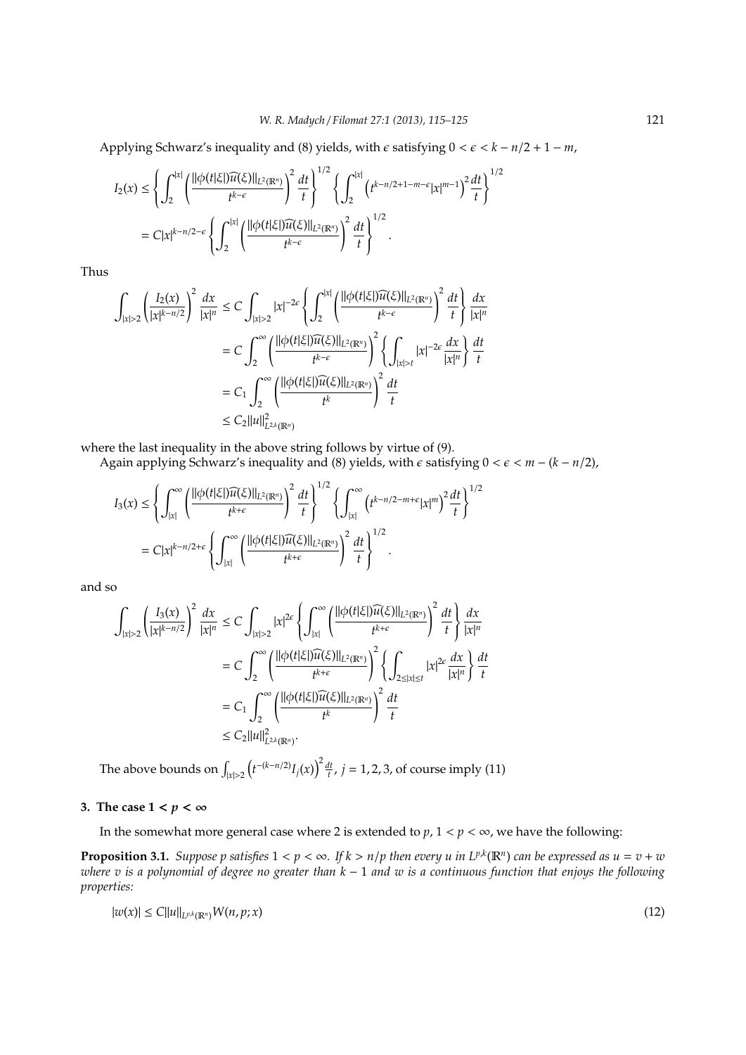Applying Schwarz's inequality and (8) yields, with $\epsilon$ satisfying $0 < \epsilon < k - n/2 + 1 - m$,

$$
\begin{aligned}
I_2(x) &\leq \left\{ \int_2^{|x|} \left( \frac{\|\phi(t|\xi|)\widehat{u}(\xi)\|_{L^2(\mathbb{R}^n)}}{t^{k-\epsilon}} \right)^2 \frac{dt}{t} \right\}^{1/2} \left\{ \int_2^{|x|} \left( t^{k-n/2+1-m-\epsilon} |x|^{m-1} \right)^2 \frac{dt}{t} \right\}^{1/2} \\
&= C|x|^{k-n/2-\epsilon} \left\{ \int_2^{|x|} \left( \frac{\|\phi(t|\xi|)\widehat{u}(\xi)\|_{L^2(\mathbb{R}^n)}}{t^{k-\epsilon}} \right)^2 \frac{dt}{t} \right\}^{1/2}.
\end{aligned}
$$

Thus

$$
\begin{aligned}
\int_{|x|>2} \left( \frac{I_2(x)}{|x|^{k-n/2}} \right)^2 \frac{dx}{|x|^n} &\leq C \int_{|x|>2} |x|^{-2\epsilon} \left\{ \int_2^{|x|} \left( \frac{\|\phi(t|\xi|)\widehat{u}(\xi)\|_{L^2(\mathbb{R}^n)}}{t^{k-\epsilon}} \right)^2 \frac{dt}{t} \right\} \frac{dx}{|x|^n} \\
&= C \int_2^{\infty} \left( \frac{\|\phi(t|\xi|)\widehat{u}(\xi)\|_{L^2(\mathbb{R}^n)}}{t^{k-\epsilon}} \right)^2 \left\{ \int_{|x|>t} |x|^{-2\epsilon} \frac{dx}{|x|^n} \right\} \frac{dt}{t} \\
&= C_1 \int_2^{\infty} \left( \frac{\|\phi(t|\xi|)\widehat{u}(\xi)\|_{L^2(\mathbb{R}^n)}}{t^{k}} \right)^2 \frac{dt}{t} \\
&\leq C_2 \|u\|^2_{L^{2,k}(\mathbb{R}^n)}
\end{aligned}
$$

where the last inequality in the above string follows by virtue of (9).

Again applying Schwarz's inequality and (8) yields, with $\epsilon$ satisfying $0 < \epsilon < m - (k - n/2)$,

$$
\begin{aligned}
I_3(x) &\leq \left\{ \int_{|x|}^{\infty} \left( \frac{\|\phi(t|\xi|)\widehat{u}(\xi)\|_{L^2(\mathbb{R}^n)}}{t^{k+\epsilon}} \right)^2 \frac{dt}{t} \right\}^{1/2} \left\{ \int_{|x|}^{\infty} \left( t^{k-n/2-m+\epsilon} |x|^{m} \right)^2 \frac{dt}{t} \right\}^{1/2} \\
&= C|x|^{k-n/2+\epsilon} \left\{ \int_{|x|}^{\infty} \left( \frac{\|\phi(t|\xi|)\widehat{u}(\xi)\|_{L^2(\mathbb{R}^n)}}{t^{k+\epsilon}} \right)^2 \frac{dt}{t} \right\}^{1/2}.
\end{aligned}
$$

and so

$$
\begin{aligned}
\int_{|x|>2} \left( \frac{I_3(x)}{|x|^{k-n/2}} \right)^2 \frac{dx}{|x|^n} &\leq C \int_{|x|>2} |x|^{2\epsilon} \left\{ \int_{|x|}^{\infty} \left( \frac{\|\phi(t|\xi|)\widehat{u}(\xi)\|_{L^2(\mathbb{R}^n)}}{t^{k+\epsilon}} \right)^2 \frac{dt}{t} \right\} \frac{dx}{|x|^n} \\
&= C \int_2^{\infty} \left( \frac{\|\phi(t|\xi|)\widehat{u}(\xi)\|_{L^2(\mathbb{R}^n)}}{t^{k+\epsilon}} \right)^2 \left\{ \int_{2\leq|x|\leq t} |x|^{2\epsilon} \frac{dx}{|x|^n} \right\} \frac{dt}{t} \\
&= C_1 \int_2^{\infty} \left( \frac{\|\phi(t|\xi|)\widehat{u}(\xi)\|_{L^2(\mathbb{R}^n)}}{t^{k}} \right)^2 \frac{dt}{t} \\
&\leq C_2 \|u\|^2_{L^{2,k}(\mathbb{R}^n)}.
\end{aligned}
$$

The above bounds on $\int_{|x|>2} \left( t^{-(k-n/2)} I_j(x) \right)^2 \frac{dt}{t}$, $j = 1, 2, 3$, of course imply (11)

## 3. The case $1 < p < \infty$

In the somewhat more general case where 2 is extended to $p$, $1 < p < \infty$, we have the following:

**Proposition 3.1.** *Suppose $p$ satisfies $1 < p < \infty$. If $k > n/p$ then every $u$ in $L^{p,k}(\mathbb{R}^n)$ can be expressed as $u = v + w$ where $v$ is a polynomial of degree no greater than $k - 1$ and $w$ is a continuous function that enjoys the following properties:*

$$
|w(x)| \leq C\|u\|_{L^{p,k}(\mathbb{R}^n)} W(n, p; x) \tag{12}
$$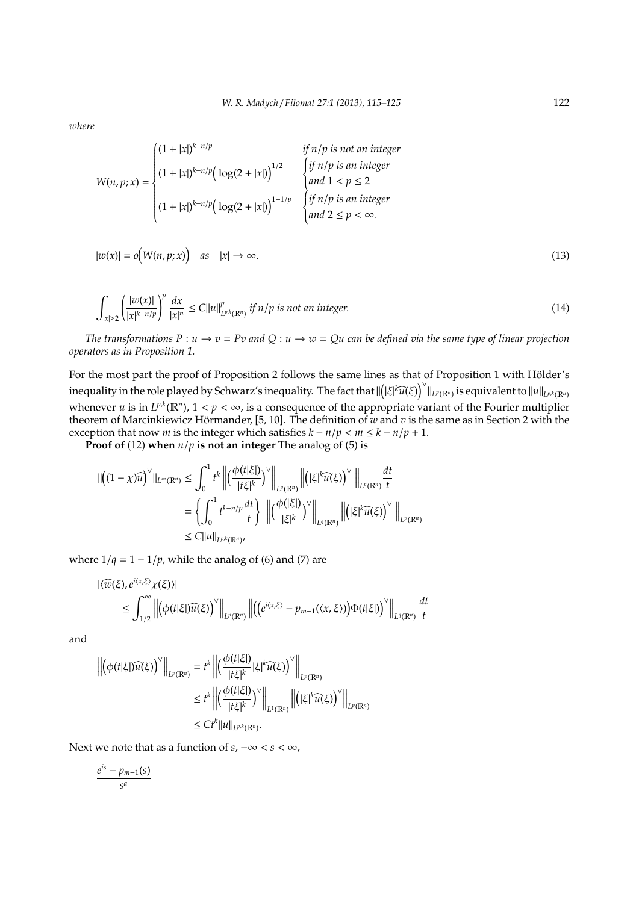*where*

$$W(n,p;x) = \begin{cases} (1+|x|)^{k-n/p} & \text{if } n/p \text{ is not an integer} \\ (1+|x|)^{k-n/p}\Big(\log(2+|x|)\Big)^{1/2} & \begin{cases} \text{if } n/p \text{ is an integer} \\ \text{and } 1 < p \le 2 \end{cases} \\ (1+|x|)^{k-n/p}\Big(\log(2+|x|)\Big)^{1-1/p} & \begin{cases} \text{if } n/p \text{ is an integer} \\ \text{and } 2 \le p < \infty. \end{cases} \end{cases}$$

$$|w(x)| = o\Big(W(n,p;x)\Big) \quad as \quad |x| \to \infty. \tag{13}$$

$$\int_{|x|\ge 2} \left(\frac{|w(x)|}{|x|^{k-n/p}}\right)^p \frac{dx}{|x|^n} \le C\|u\|^p_{L^{p,k}(\mathbb{R}^n)} \text{ if } n/p \text{ is not an integer.} \tag{14}$$

*The transformations $P : u \to v = Pv$ and $Q : u \to w = Qu$ can be defined via the same type of linear projection operators as in Proposition 1.*

For the most part the proof of Proposition 2 follows the same lines as that of Proposition 1 with Hölder's inequality in the role played by Schwarz's inequality. The fact that $\|\Big(|\xi|^k\widehat{u}(\xi)\Big)^\vee\|_{L^p(\mathbb{R}^n)}$ is equivalent to $\|u\|_{L^{p,k}(\mathbb{R}^n)}$ whenever $u$ is in $L^{p,k}(\mathbb{R}^n)$, $1 < p < \infty$, is a consequence of the appropriate variant of the Fourier multiplier theorem of Marcinkiewicz Hörmander, [5, 10]. The definition of $w$ and $v$ is the same as in Section 2 with the exception that now $m$ is the integer which satisfies $k - n/p < m \le k - n/p + 1$.

**Proof of** (12) **when** $n/p$ **is not an integer** The analog of (5) is

$$\begin{aligned} \|\Big((1-\chi)\widehat{u}\Big)^\vee\|_{L^\infty(\mathbb{R}^n)} &\le \int_0^1 t^k \left\|\Big(\frac{\phi(t|\xi|)}{|t\xi|^k}\Big)^\vee\right\|_{L^q(\mathbb{R}^n)} \left\|\Big(|\xi|^k\widehat{u}(\xi)\Big)^\vee\right\|_{L^p(\mathbb{R}^n)} \frac{dt}{t} \\ &= \left\{\int_0^1 t^{k-n/p}\frac{dt}{t}\right\} \left\|\Big(\frac{\phi(|\xi|)}{|\xi|^k}\Big)^\vee\right\|_{L^q(\mathbb{R}^n)} \left\|\Big(|\xi|^k\widehat{u}(\xi)\Big)^\vee\right\|_{L^p(\mathbb{R}^n)} \\ &\le C\|u\|_{L^{p,k}(\mathbb{R}^n)}, \end{aligned}$$

where $1/q = 1 - 1/p$, while the analog of (6) and (7) are

$$\begin{aligned} &|\langle\widehat{w}(\xi), e^{i\langle x,\xi\rangle}\chi(\xi)\rangle| \\ &\quad \le \int_{1/2}^\infty \left\|\Big(\phi(t|\xi|)\widehat{u}(\xi)\Big)^\vee\right\|_{L^p(\mathbb{R}^n)} \left\|\Big(\Big(e^{i\langle x,\xi\rangle} - p_{m-1}(\langle x,\xi\rangle)\Big)\Phi(t|\xi|)\Big)^\vee\right\|_{L^q(\mathbb{R}^n)} \frac{dt}{t} \end{aligned}$$

and

$$\begin{aligned} \left\|\Big(\phi(t|\xi|)\widehat{u}(\xi)\Big)^\vee\right\|_{L^p(\mathbb{R}^n)} &= t^k \left\|\Big(\frac{\phi(t|\xi|)}{|t\xi|^k}|\xi|^k\widehat{u}(\xi)\Big)^\vee\right\|_{L^p(\mathbb{R}^n)} \\ &\le t^k \left\|\Big(\frac{\phi(t|\xi|)}{|t\xi|^k}\Big)^\vee\right\|_{L^1(\mathbb{R}^n)} \left\|\Big(|\xi|^k\widehat{u}(\xi)\Big)^\vee\right\|_{L^p(\mathbb{R}^n)} \\ &\le Ct^k\|u\|_{L^{p,k}(\mathbb{R}^n)}. \end{aligned}$$

Next we note that as a function of $s$, $-\infty < s < \infty$,

$$\frac{e^{is} - p_{m-1}(s)}{s^a}$$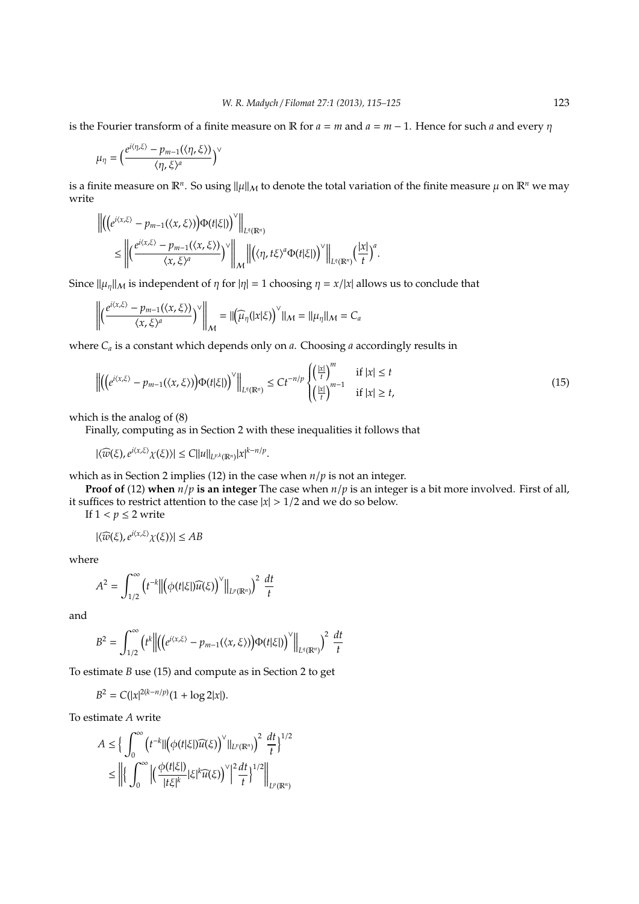is the Fourier transform of a finite measure on $\mathbb{R}$ for $a = m$ and $a = m - 1$. Hence for such $a$ and every $\eta$

$$\mu_\eta = \Big(\frac{e^{i\langle \eta,\xi\rangle} - p_{m-1}(\langle \eta, \xi\rangle)}{\langle \eta, \xi\rangle^a}\Big)^\vee$$

is a finite measure on $\mathbb{R}^n$. So using $\|\mu\|_{\mathcal{M}}$ to denote the total variation of the finite measure $\mu$ on $\mathbb{R}^n$ we may write

$$\begin{aligned}
&\Big\|\Big(\Big(e^{i\langle x,\xi\rangle} - p_{m-1}(\langle x, \xi\rangle)\Big)\Phi(t|\xi|)\Big)^\vee\Big\|_{L^q(\mathbb{R}^n)} \\
&\quad\le \Big\|\Big(\frac{e^{i\langle x,\xi\rangle} - p_{m-1}(\langle x, \xi\rangle)}{\langle x, \xi\rangle^a}\Big)^\vee\Big\|_{\mathcal{M}} \Big\|\Big(\langle \eta, t\xi\rangle^a \Phi(t|\xi|)\Big)^\vee\Big\|_{L^q(\mathbb{R}^n)} \Big(\frac{|x|}{t}\Big)^a.
\end{aligned}$$

Since $\|\mu_\eta\|_{\mathcal{M}}$ is independent of $\eta$ for $|\eta| = 1$ choosing $\eta = x/|x|$ allows us to conclude that

$$\Big\|\Big(\frac{e^{i\langle x,\xi\rangle} - p_{m-1}(\langle x, \xi\rangle)}{\langle x, \xi\rangle^a}\Big)^\vee\Big\|_{\mathcal{M}} = \|\Big(\widehat{\mu}_\eta(|x|\xi)\Big)^\vee\|_{\mathcal{M}} = \|\mu_\eta\|_{\mathcal{M}} = C_a$$

where $C_a$ is a constant which depends only on $a$. Choosing $a$ accordingly results in

$$\Big\|\Big(\Big(e^{i\langle x,\xi\rangle} - p_{m-1}(\langle x, \xi\rangle)\Big)\Phi(t|\xi|)\Big)^\vee\Big\|_{L^q(\mathbb{R}^n)} \le Ct^{-n/p} \begin{cases} \Big(\frac{|x|}{t}\Big)^m & \text{if } |x| \le t \\ \Big(\frac{|x|}{t}\Big)^{m-1} & \text{if } |x| \ge t, \end{cases} \tag{15}$$

which is the analog of (8)

Finally, computing as in Section 2 with these inequalities it follows that

$$|\langle \widehat{w}(\xi), e^{i\langle x,\xi\rangle}\chi(\xi)\rangle| \le C\|u\|_{L^{p,k}(\mathbb{R}^n)}|x|^{k-n/p}.$$

which as in Section 2 implies (12) in the case when $n/p$ is not an integer.

**Proof of** (12) **when** $n/p$ **is an integer** The case when $n/p$ is an integer is a bit more involved. First of all, it suffices to restrict attention to the case $|x| > 1/2$ and we do so below.

If $1 < p \le 2$ write

$$|\langle \widehat{w}(\xi), e^{i\langle x,\xi\rangle}\chi(\xi)\rangle| \le AB$$

where

$$A^2 = \int_{1/2}^\infty \Big(t^{-k}\Big\|\Big(\phi(t|\xi|)\widehat{u}(\xi)\Big)^\vee\Big\|_{L^p(\mathbb{R}^n)}\Big)^2 \,\frac{dt}{t}$$

and

$$B^2 = \int_{1/2}^\infty \Big(t^k\Big\|\Big(\Big(e^{i\langle x,\xi\rangle} - p_{m-1}(\langle x, \xi\rangle)\Big)\Phi(t|\xi|)\Big)^\vee\Big\|_{L^q(\mathbb{R}^n)}\Big)^2 \,\frac{dt}{t}$$

To estimate $B$ use (15) and compute as in Section 2 to get

$$B^2 = C(|x|^{2(k-n/p)}(1 + \log 2|x|).$$

To estimate $A$ write

$$\begin{aligned}
A &\le \Big\{\int_0^\infty \Big(t^{-k}\|\Big(\phi(t|\xi|)\widehat{u}(\xi)\Big)^\vee\|_{L^p(\mathbb{R}^n)}\Big)^2 \,\frac{dt}{t}\Big\}^{1/2} \\
&\le \Big\|\Big\{\int_0^\infty \Big|\Big(\frac{\phi(t|\xi|)}{|t\xi|^k}|\xi|^k\widehat{u}(\xi)\Big)^\vee\Big|^2 \frac{dt}{t}\Big\}^{1/2}\Big\|_{L^p(\mathbb{R}^n)}
\end{aligned}$$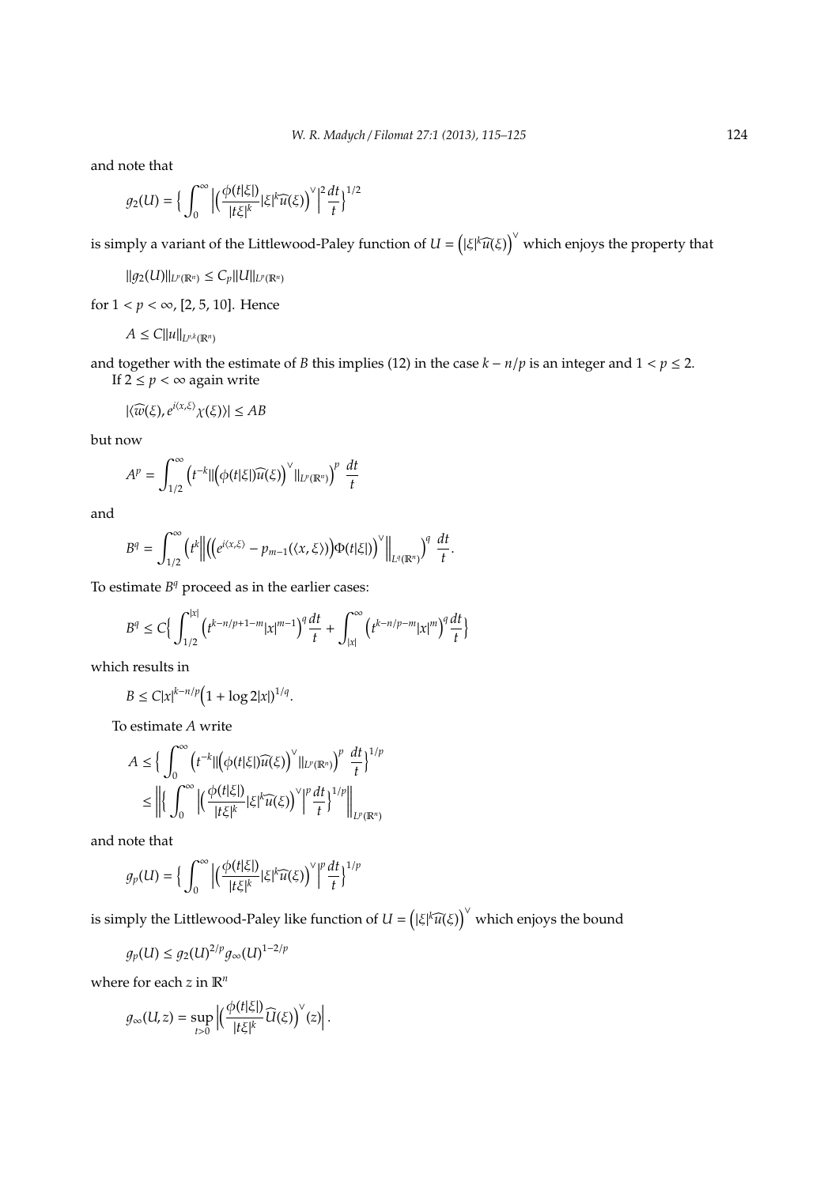and note that

$$g_2(U) = \Big\{ \int_0^\infty \Big| \Big( \frac{\phi(t|\xi|)}{|t\xi|^k} |\xi|^k \widehat{u}(\xi) \Big)^\vee \Big|^2 \frac{dt}{t} \Big\}^{1/2}$$

is simply a variant of the Littlewood-Paley function of $U = \Big( |\xi|^k \widehat{u}(\xi) \Big)^\vee$ which enjoys the property that

$$\|g_2(U)\|_{L^p(\mathbb{R}^n)} \le C_p \|U\|_{L^p(\mathbb{R}^n)}$$

for $1 < p < \infty$, [2, 5, 10]. Hence

$$A \le C \|u\|_{L^{p,k}(\mathbb{R}^n)}$$

and together with the estimate of $B$ this implies (12) in the case $k - n/p$ is an integer and $1 < p \le 2$.

If $2 \le p < \infty$ again write

$$|\langle \widehat{w}(\xi), e^{i\langle x, \xi \rangle} \chi(\xi) \rangle| \le AB$$

but now

$$A^p = \int_{1/2}^\infty \Big( t^{-k} \| \Big( \phi(t|\xi|) \widehat{u}(\xi) \Big)^\vee \|_{L^p(\mathbb{R}^n)} \Big)^p \ \frac{dt}{t}$$

and

$$B^q = \int_{1/2}^\infty \Big( t^k \Big\| \Big( \Big( e^{i\langle x, \xi \rangle} - p_{m-1}(\langle x, \xi \rangle) \Big) \Phi(t|\xi|) \Big)^\vee \Big\|_{L^q(\mathbb{R}^n)} \Big)^q \ \frac{dt}{t}.$$

To estimate $B^q$ proceed as in the earlier cases:

$$B^q \le C \Big\{ \int_{1/2}^{|x|} \Big( t^{k-n/p+1-m} |x|^{m-1} \Big)^q \frac{dt}{t} + \int_{|x|}^\infty \Big( t^{k-n/p-m} |x|^m \Big)^q \frac{dt}{t} \Big\}$$

which results in

$$B \le C |x|^{k-n/p} \Big( 1 + \log 2|x| \Big)^{1/q}.$$

To estimate $A$ write

$$\begin{aligned} A &\le \Big\{ \int_0^\infty \Big( t^{-k} \| \Big( \phi(t|\xi|) \widehat{u}(\xi) \Big)^\vee \|_{L^p(\mathbb{R}^n)} \Big)^p \ \frac{dt}{t} \Big\}^{1/p} \\ &\le \Big\| \Big\{ \int_0^\infty \Big| \Big( \frac{\phi(t|\xi|)}{|t\xi|^k} |\xi|^k \widehat{u}(\xi) \Big)^\vee \Big|^p \frac{dt}{t} \Big\}^{1/p} \Big\|_{L^p(\mathbb{R}^n)} \end{aligned}$$

and note that

$$g_p(U) = \Big\{ \int_0^\infty \Big| \Big( \frac{\phi(t|\xi|)}{|t\xi|^k} |\xi|^k \widehat{u}(\xi) \Big)^\vee \Big|^p \frac{dt}{t} \Big\}^{1/p}$$

is simply the Littlewood-Paley like function of $U = \Big( |\xi|^k \widehat{u}(\xi) \Big)^\vee$ which enjoys the bound

$$g_p(U) \le g_2(U)^{2/p} g_\infty(U)^{1-2/p}$$

where for each $z$ in $\mathbb{R}^n$

$$g_\infty(U, z) = \sup_{t > 0} \Big| \Big( \frac{\phi(t|\xi|)}{|t\xi|^k} \widehat{U}(\xi) \Big)^\vee (z) \Big|.$$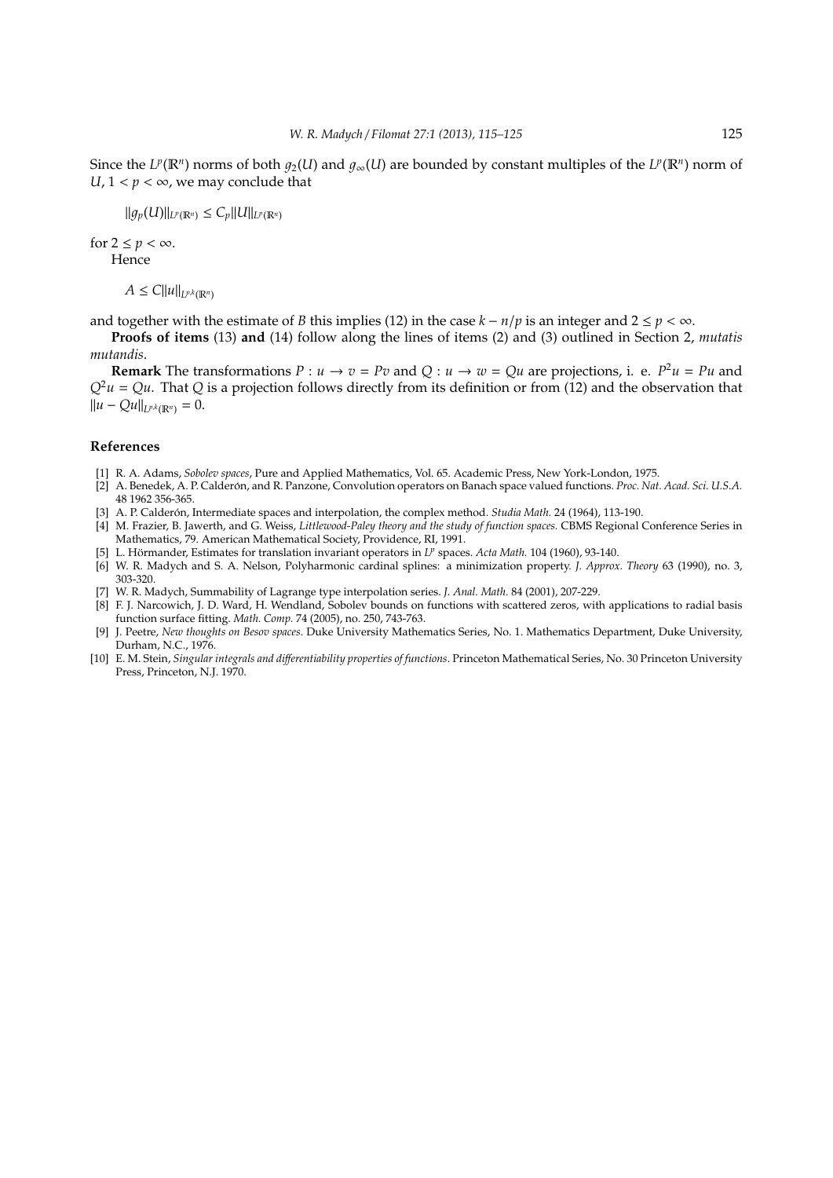Since the $L^p(\mathbb{R}^n)$ norms of both $g_2(U)$ and $g_\infty(U)$ are bounded by constant multiples of the $L^p(\mathbb{R}^n)$ norm of $U$, $1 < p < \infty$, we may conclude that

$$\|g_p(U)\|_{L^p(\mathbb{R}^n)} \leq C_p \|U\|_{L^p(\mathbb{R}^n)}$$

for $2 \leq p < \infty$.

Hence

$$A \leq C\|u\|_{L^{p,k}(\mathbb{R}^n)}$$

and together with the estimate of $B$ this implies (12) in the case $k - n/p$ is an integer and $2 \leq p < \infty$.

**Proofs of items** (13) **and** (14) follow along the lines of items (2) and (3) outlined in Section 2, *mutatis mutandis*.

**Remark** The transformations $P : u \to v = Pv$ and $Q : u \to w = Qu$ are projections, i. e. $P^2u = Pu$ and $Q^2u = Qu$. That $Q$ is a projection follows directly from its definition or from (12) and the observation that $\|u - Qu\|_{L^{p,k}(\mathbb{R}^n)} = 0$.

## References

[1] R. A. Adams, *Sobolev spaces*, Pure and Applied Mathematics, Vol. 65. Academic Press, New York-London, 1975.

[2] A. Benedek, A. P. Calderón, and R. Panzone, Convolution operators on Banach space valued functions. *Proc. Nat. Acad. Sci. U.S.A.* 48 1962 356-365.

[3] A. P. Calderón, Intermediate spaces and interpolation, the complex method. *Studia Math.* 24 (1964), 113-190.

[4] M. Frazier, B. Jawerth, and G. Weiss, *Littlewood-Paley theory and the study of function spaces.* CBMS Regional Conference Series in Mathematics, 79. American Mathematical Society, Providence, RI, 1991.

[5] L. Hörmander, Estimates for translation invariant operators in $L^p$ spaces. *Acta Math.* 104 (1960), 93-140.

[6] W. R. Madych and S. A. Nelson, Polyharmonic cardinal splines: a minimization property. *J. Approx. Theory* 63 (1990), no. 3, 303-320.

[7] W. R. Madych, Summability of Lagrange type interpolation series. *J. Anal. Math.* 84 (2001), 207-229.

[8] F. J. Narcowich, J. D. Ward, H. Wendland, Sobolev bounds on functions with scattered zeros, with applications to radial basis function surface fitting. *Math. Comp.* 74 (2005), no. 250, 743-763.

[9] J. Peetre, *New thoughts on Besov spaces.* Duke University Mathematics Series, No. 1. Mathematics Department, Duke University, Durham, N.C., 1976.

[10] E. M. Stein, *Singular integrals and differentiability properties of functions*. Princeton Mathematical Series, No. 30 Princeton University Press, Princeton, N.J. 1970.